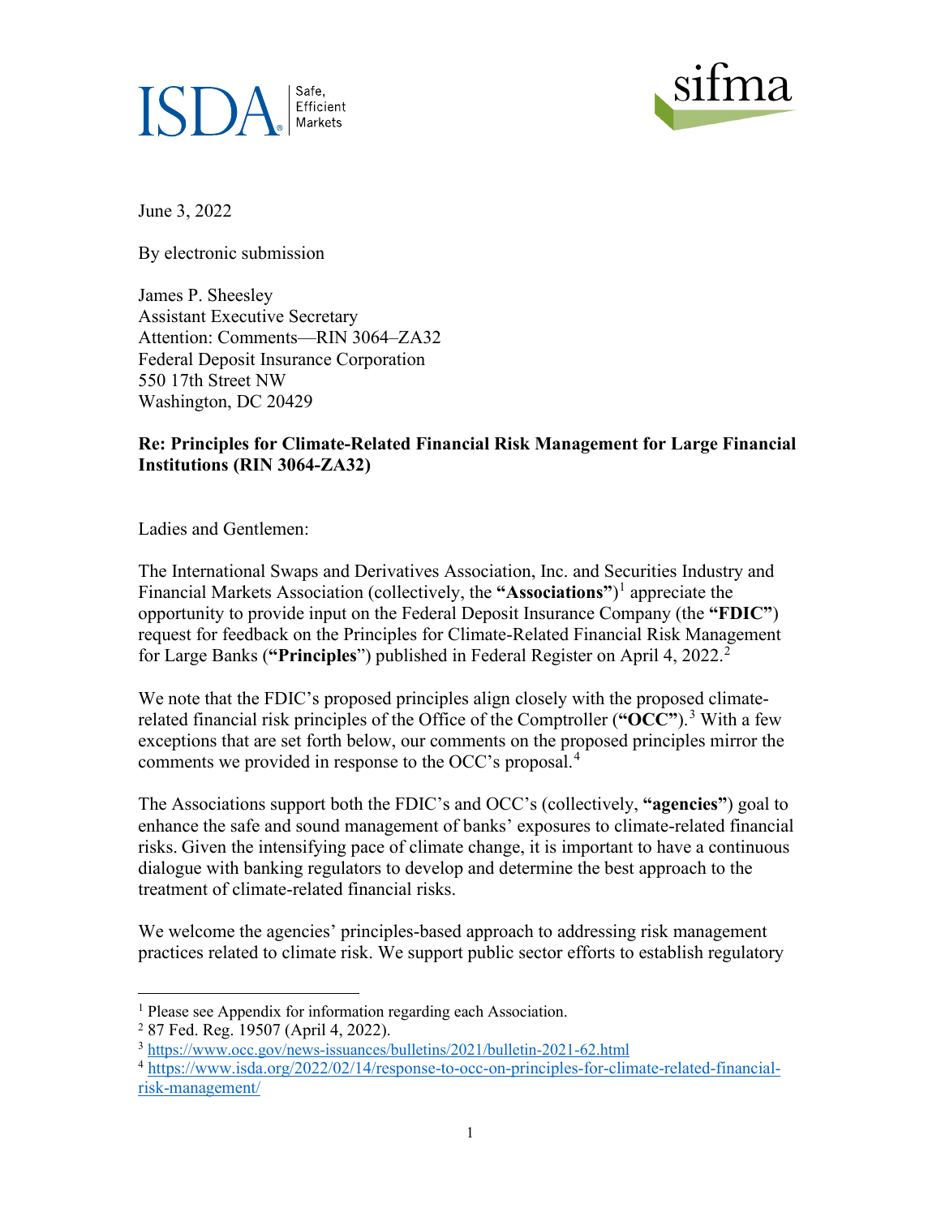ISDA Safe, Efficient Markets

sifma

June 3, 2022

By electronic submission

James P. Sheesley
Assistant Executive Secretary
Attention: Comments—RIN 3064–ZA32
Federal Deposit Insurance Corporation
550 17th Street NW
Washington, DC 20429

**Re: Principles for Climate-Related Financial Risk Management for Large Financial Institutions (RIN 3064-ZA32)**

Ladies and Gentlemen:

The International Swaps and Derivatives Association, Inc. and Securities Industry and Financial Markets Association (collectively, the **"Associations"**)[1] appreciate the opportunity to provide input on the Federal Deposit Insurance Company (the **"FDIC"**) request for feedback on the Principles for Climate-Related Financial Risk Management for Large Banks (**"Principles"**) published in Federal Register on April 4, 2022.[2]

We note that the FDIC's proposed principles align closely with the proposed climate-related financial risk principles of the Office of the Comptroller (**"OCC"**).[3] With a few exceptions that are set forth below, our comments on the proposed principles mirror the comments we provided in response to the OCC's proposal.[4]

The Associations support both the FDIC's and OCC's (collectively, **"agencies"**) goal to enhance the safe and sound management of banks' exposures to climate-related financial risks. Given the intensifying pace of climate change, it is important to have a continuous dialogue with banking regulators to develop and determine the best approach to the treatment of climate-related financial risks.

We welcome the agencies' principles-based approach to addressing risk management practices related to climate risk. We support public sector efforts to establish regulatory

---

[1] Please see Appendix for information regarding each Association.

[2] 87 Fed. Reg. 19507 (April 4, 2022).

[3] https://www.occ.gov/news-issuances/bulletins/2021/bulletin-2021-62.html

[4] https://www.isda.org/2022/02/14/response-to-occ-on-principles-for-climate-related-financial-risk-management/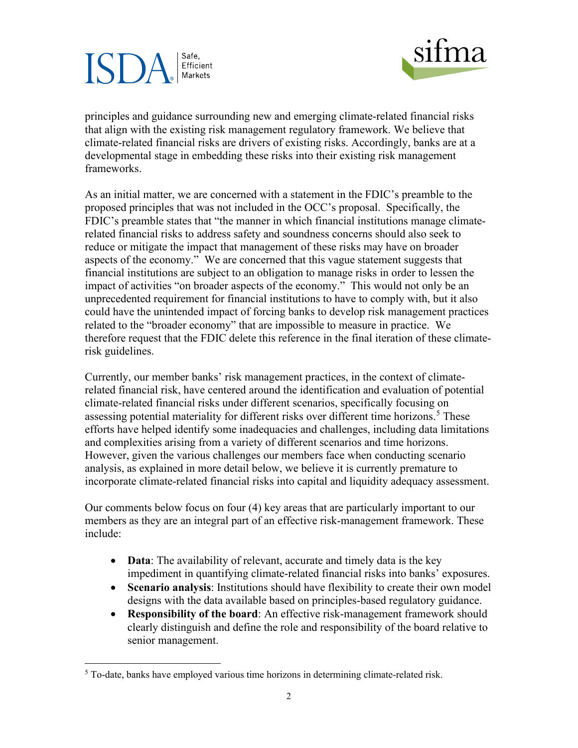principles and guidance surrounding new and emerging climate-related financial risks that align with the existing risk management regulatory framework. We believe that climate-related financial risks are drivers of existing risks. Accordingly, banks are at a developmental stage in embedding these risks into their existing risk management frameworks.

As an initial matter, we are concerned with a statement in the FDIC's preamble to the proposed principles that was not included in the OCC's proposal. Specifically, the FDIC's preamble states that "the manner in which financial institutions manage climate-related financial risks to address safety and soundness concerns should also seek to reduce or mitigate the impact that management of these risks may have on broader aspects of the economy." We are concerned that this vague statement suggests that financial institutions are subject to an obligation to manage risks in order to lessen the impact of activities "on broader aspects of the economy." This would not only be an unprecedented requirement for financial institutions to have to comply with, but it also could have the unintended impact of forcing banks to develop risk management practices related to the "broader economy" that are impossible to measure in practice. We therefore request that the FDIC delete this reference in the final iteration of these climate-risk guidelines.

Currently, our member banks' risk management practices, in the context of climate-related financial risk, have centered around the identification and evaluation of potential climate-related financial risks under different scenarios, specifically focusing on assessing potential materiality for different risks over different time horizons.[5] These efforts have helped identify some inadequacies and challenges, including data limitations and complexities arising from a variety of different scenarios and time horizons. However, given the various challenges our members face when conducting scenario analysis, as explained in more detail below, we believe it is currently premature to incorporate climate-related financial risks into capital and liquidity adequacy assessment.

Our comments below focus on four (4) key areas that are particularly important to our members as they are an integral part of an effective risk-management framework. These include:

- **Data**: The availability of relevant, accurate and timely data is the key impediment in quantifying climate-related financial risks into banks' exposures.
- **Scenario analysis**: Institutions should have flexibility to create their own model designs with the data available based on principles-based regulatory guidance.
- **Responsibility of the board**: An effective risk-management framework should clearly distinguish and define the role and responsibility of the board relative to senior management.

[5] To-date, banks have employed various time horizons in determining climate-related risk.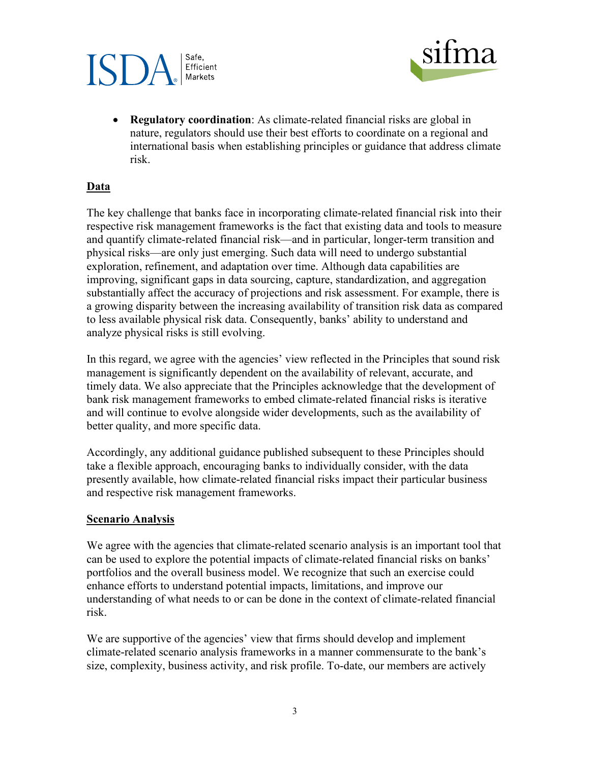- **Regulatory coordination**: As climate-related financial risks are global in nature, regulators should use their best efforts to coordinate on a regional and international basis when establishing principles or guidance that address climate risk.

## Data

The key challenge that banks face in incorporating climate-related financial risk into their respective risk management frameworks is the fact that existing data and tools to measure and quantify climate-related financial risk—and in particular, longer-term transition and physical risks—are only just emerging. Such data will need to undergo substantial exploration, refinement, and adaptation over time. Although data capabilities are improving, significant gaps in data sourcing, capture, standardization, and aggregation substantially affect the accuracy of projections and risk assessment. For example, there is a growing disparity between the increasing availability of transition risk data as compared to less available physical risk data. Consequently, banks' ability to understand and analyze physical risks is still evolving.

In this regard, we agree with the agencies' view reflected in the Principles that sound risk management is significantly dependent on the availability of relevant, accurate, and timely data. We also appreciate that the Principles acknowledge that the development of bank risk management frameworks to embed climate-related financial risks is iterative and will continue to evolve alongside wider developments, such as the availability of better quality, and more specific data.

Accordingly, any additional guidance published subsequent to these Principles should take a flexible approach, encouraging banks to individually consider, with the data presently available, how climate-related financial risks impact their particular business and respective risk management frameworks.

## Scenario Analysis

We agree with the agencies that climate-related scenario analysis is an important tool that can be used to explore the potential impacts of climate-related financial risks on banks' portfolios and the overall business model. We recognize that such an exercise could enhance efforts to understand potential impacts, limitations, and improve our understanding of what needs to or can be done in the context of climate-related financial risk.

We are supportive of the agencies' view that firms should develop and implement climate-related scenario analysis frameworks in a manner commensurate to the bank's size, complexity, business activity, and risk profile. To-date, our members are actively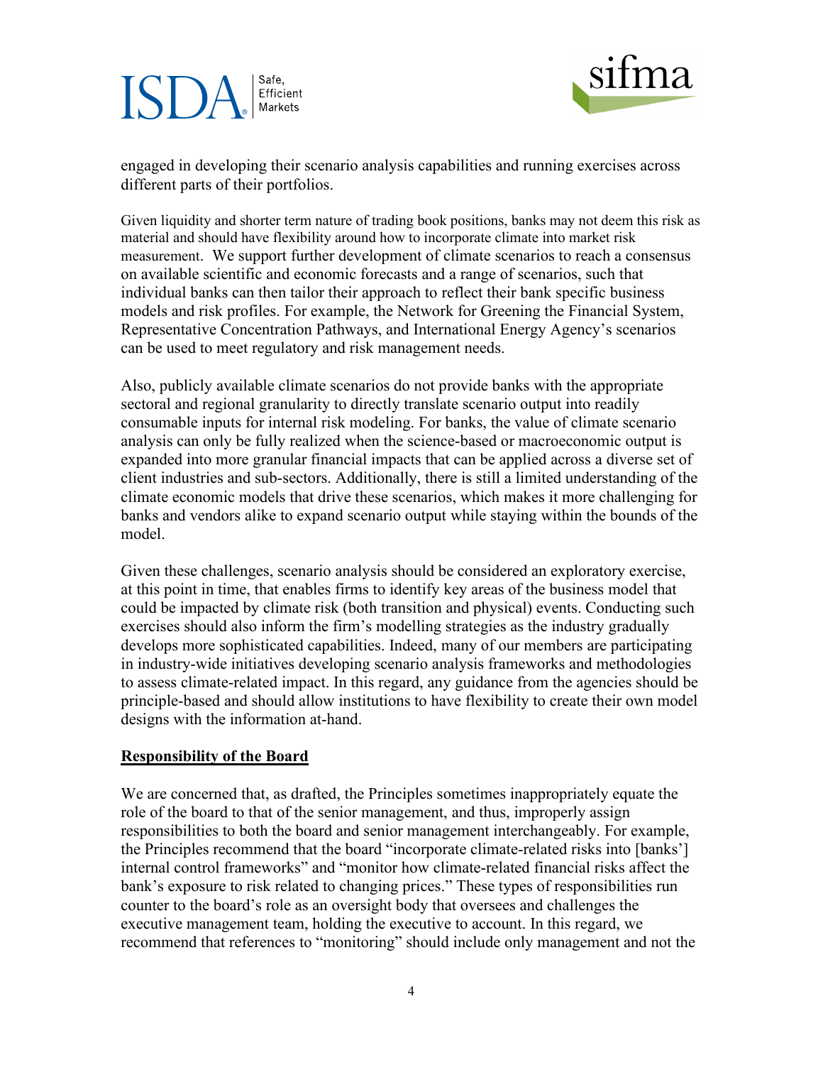engaged in developing their scenario analysis capabilities and running exercises across different parts of their portfolios.

Given liquidity and shorter term nature of trading book positions, banks may not deem this risk as material and should have flexibility around how to incorporate climate into market risk measurement. We support further development of climate scenarios to reach a consensus on available scientific and economic forecasts and a range of scenarios, such that individual banks can then tailor their approach to reflect their bank specific business models and risk profiles. For example, the Network for Greening the Financial System, Representative Concentration Pathways, and International Energy Agency's scenarios can be used to meet regulatory and risk management needs.

Also, publicly available climate scenarios do not provide banks with the appropriate sectoral and regional granularity to directly translate scenario output into readily consumable inputs for internal risk modeling. For banks, the value of climate scenario analysis can only be fully realized when the science-based or macroeconomic output is expanded into more granular financial impacts that can be applied across a diverse set of client industries and sub-sectors. Additionally, there is still a limited understanding of the climate economic models that drive these scenarios, which makes it more challenging for banks and vendors alike to expand scenario output while staying within the bounds of the model.

Given these challenges, scenario analysis should be considered an exploratory exercise, at this point in time, that enables firms to identify key areas of the business model that could be impacted by climate risk (both transition and physical) events. Conducting such exercises should also inform the firm's modelling strategies as the industry gradually develops more sophisticated capabilities. Indeed, many of our members are participating in industry-wide initiatives developing scenario analysis frameworks and methodologies to assess climate-related impact. In this regard, any guidance from the agencies should be principle-based and should allow institutions to have flexibility to create their own model designs with the information at-hand.

**Responsibility of the Board**

We are concerned that, as drafted, the Principles sometimes inappropriately equate the role of the board to that of the senior management, and thus, improperly assign responsibilities to both the board and senior management interchangeably. For example, the Principles recommend that the board "incorporate climate-related risks into [banks'] internal control frameworks" and "monitor how climate-related financial risks affect the bank's exposure to risk related to changing prices." These types of responsibilities run counter to the board's role as an oversight body that oversees and challenges the executive management team, holding the executive to account. In this regard, we recommend that references to "monitoring" should include only management and not the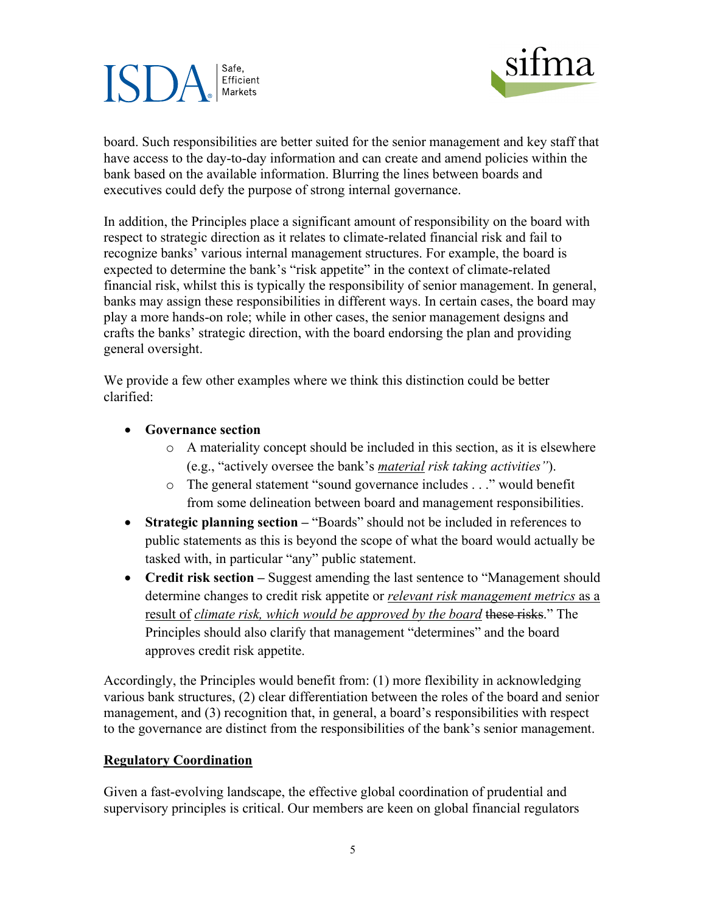board. Such responsibilities are better suited for the senior management and key staff that have access to the day-to-day information and can create and amend policies within the bank based on the available information. Blurring the lines between boards and executives could defy the purpose of strong internal governance.

In addition, the Principles place a significant amount of responsibility on the board with respect to strategic direction as it relates to climate-related financial risk and fail to recognize banks' various internal management structures. For example, the board is expected to determine the bank's "risk appetite" in the context of climate-related financial risk, whilst this is typically the responsibility of senior management. In general, banks may assign these responsibilities in different ways. In certain cases, the board may play a more hands-on role; while in other cases, the senior management designs and crafts the banks' strategic direction, with the board endorsing the plan and providing general oversight.

We provide a few other examples where we think this distinction could be better clarified:

- **Governance section**
  - A materiality concept should be included in this section, as it is elsewhere (e.g., "actively oversee the bank's <u>*material*</u> *risk taking activities"*).
  - The general statement "sound governance includes . . ." would benefit from some delineation between board and management responsibilities.
- **Strategic planning section** – "Boards" should not be included in references to public statements as this is beyond the scope of what the board would actually be tasked with, in particular "any" public statement.
- **Credit risk section** – Suggest amending the last sentence to "Management should determine changes to credit risk appetite or <u>*relevant risk management metrics* as a result of *climate risk, which would be approved by the board*</u> ~~these risks~~." The Principles should also clarify that management "determines" and the board approves credit risk appetite.

Accordingly, the Principles would benefit from: (1) more flexibility in acknowledging various bank structures, (2) clear differentiation between the roles of the board and senior management, and (3) recognition that, in general, a board's responsibilities with respect to the governance are distinct from the responsibilities of the bank's senior management.

## <u>Regulatory Coordination</u>

Given a fast-evolving landscape, the effective global coordination of prudential and supervisory principles is critical. Our members are keen on global financial regulators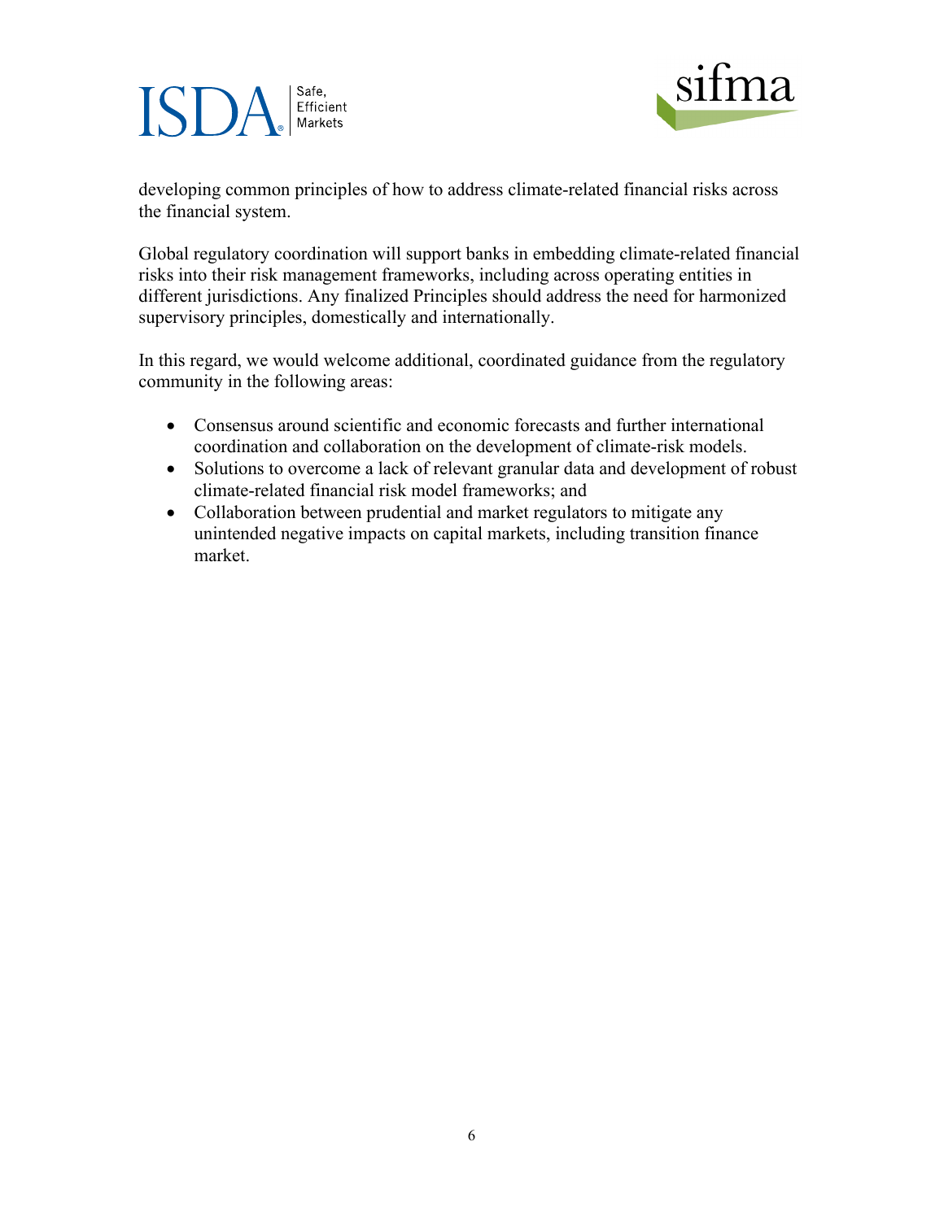developing common principles of how to address climate-related financial risks across the financial system.

Global regulatory coordination will support banks in embedding climate-related financial risks into their risk management frameworks, including across operating entities in different jurisdictions. Any finalized Principles should address the need for harmonized supervisory principles, domestically and internationally.

In this regard, we would welcome additional, coordinated guidance from the regulatory community in the following areas:

- Consensus around scientific and economic forecasts and further international coordination and collaboration on the development of climate-risk models.
- Solutions to overcome a lack of relevant granular data and development of robust climate-related financial risk model frameworks; and
- Collaboration between prudential and market regulators to mitigate any unintended negative impacts on capital markets, including transition finance market.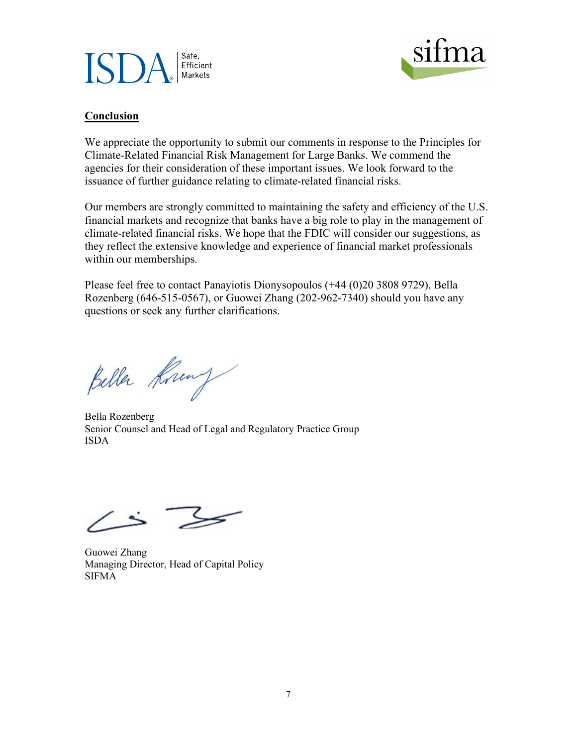**Conclusion**

We appreciate the opportunity to submit our comments in response to the Principles for Climate-Related Financial Risk Management for Large Banks. We commend the agencies for their consideration of these important issues. We look forward to the issuance of further guidance relating to climate-related financial risks.

Our members are strongly committed to maintaining the safety and efficiency of the U.S. financial markets and recognize that banks have a big role to play in the management of climate-related financial risks. We hope that the FDIC will consider our suggestions, as they reflect the extensive knowledge and experience of financial market professionals within our memberships.

Please feel free to contact Panayiotis Dionysopoulos (+44 (0)20 3808 9729), Bella Rozenberg (646-515-0567), or Guowei Zhang (202-962-7340) should you have any questions or seek any further clarifications.

Bella Rozenberg
Senior Counsel and Head of Legal and Regulatory Practice Group
ISDA

Guowei Zhang
Managing Director, Head of Capital Policy
SIFMA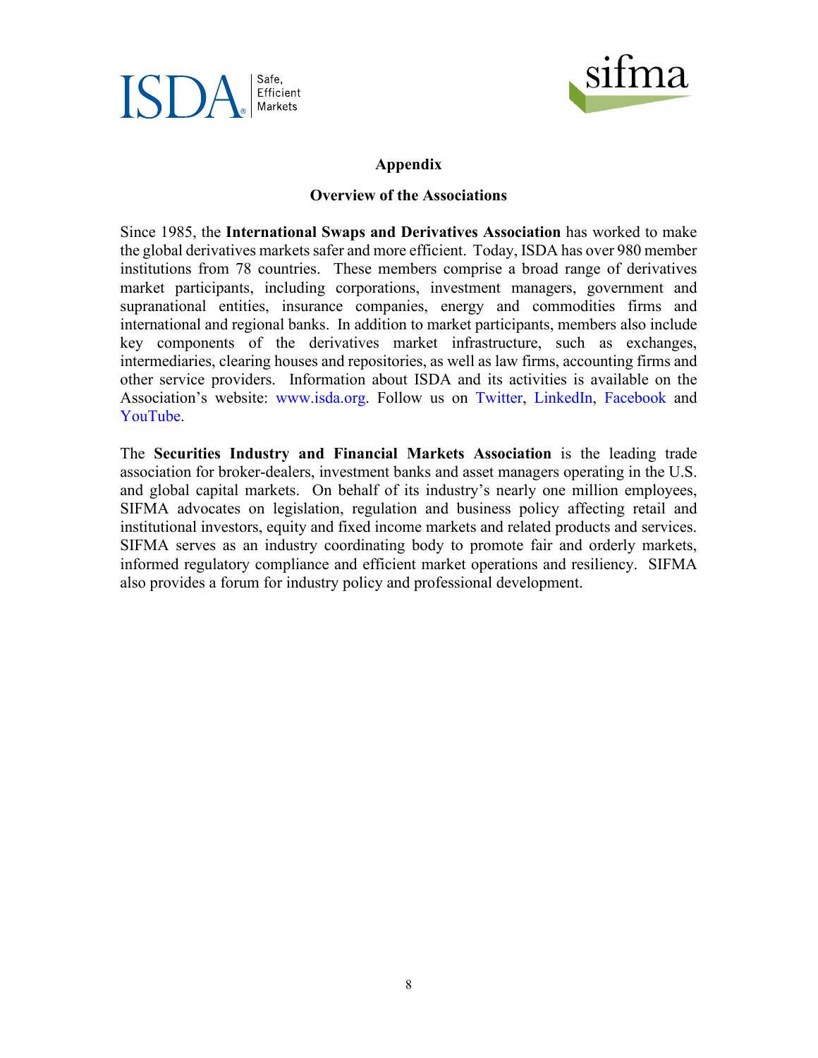## Appendix

### Overview of the Associations

Since 1985, the **International Swaps and Derivatives Association** has worked to make the global derivatives markets safer and more efficient. Today, ISDA has over 980 member institutions from 78 countries. These members comprise a broad range of derivatives market participants, including corporations, investment managers, government and supranational entities, insurance companies, energy and commodities firms and international and regional banks. In addition to market participants, members also include key components of the derivatives market infrastructure, such as exchanges, intermediaries, clearing houses and repositories, as well as law firms, accounting firms and other service providers. Information about ISDA and its activities is available on the Association's website: www.isda.org. Follow us on Twitter, LinkedIn, Facebook and YouTube.

The **Securities Industry and Financial Markets Association** is the leading trade association for broker-dealers, investment banks and asset managers operating in the U.S. and global capital markets. On behalf of its industry's nearly one million employees, SIFMA advocates on legislation, regulation and business policy affecting retail and institutional investors, equity and fixed income markets and related products and services. SIFMA serves as an industry coordinating body to promote fair and orderly markets, informed regulatory compliance and efficient market operations and resiliency. SIFMA also provides a forum for industry policy and professional development.